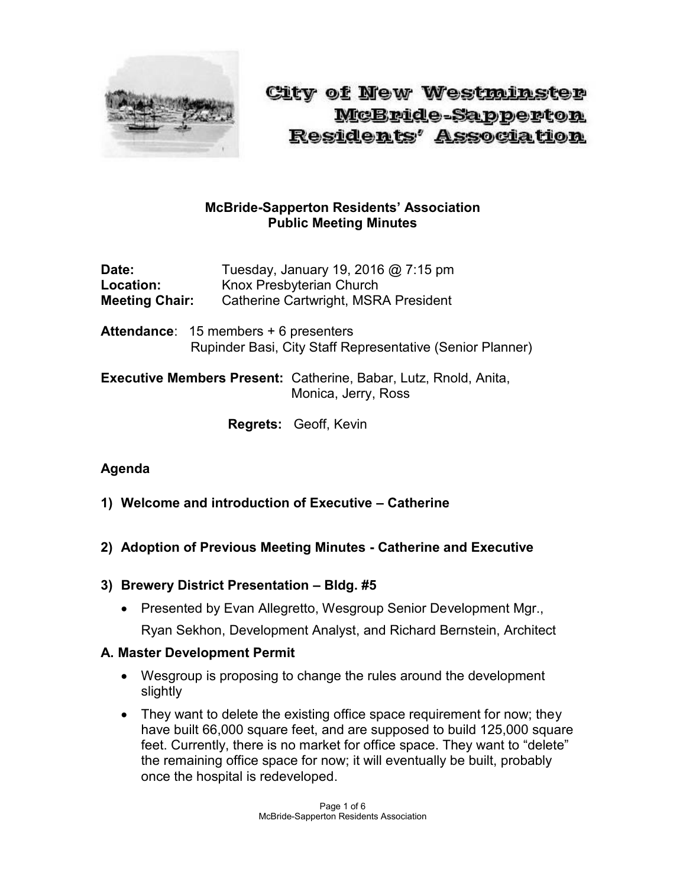# City of New Westminster McBride-Sapperton Residents' Association

## McBride-Sapperton Residents' Association
## Public Meeting Minutes

**Date:** Tuesday, January 19, 2016 @ 7:15 pm
**Location:** Knox Presbyterian Church
**Meeting Chair:** Catherine Cartwright, MSRA President

**Attendance**: 15 members + 6 presenters
Rupinder Basi, City Staff Representative (Senior Planner)

**Executive Members Present:** Catherine, Babar, Lutz, Rnold, Anita, Monica, Jerry, Ross

**Regrets:** Geoff, Kevin

### Agenda

**1) Welcome and introduction of Executive – Catherine**

**2) Adoption of Previous Meeting Minutes - Catherine and Executive**

**3) Brewery District Presentation – Bldg. #5**

- Presented by Evan Allegretto, Wesgroup Senior Development Mgr., Ryan Sekhon, Development Analyst, and Richard Bernstein, Architect

**A. Master Development Permit**

- Wesgroup is proposing to change the rules around the development slightly
- They want to delete the existing office space requirement for now; they have built 66,000 square feet, and are supposed to build 125,000 square feet. Currently, there is no market for office space. They want to "delete" the remaining office space for now; it will eventually be built, probably once the hospital is redeveloped.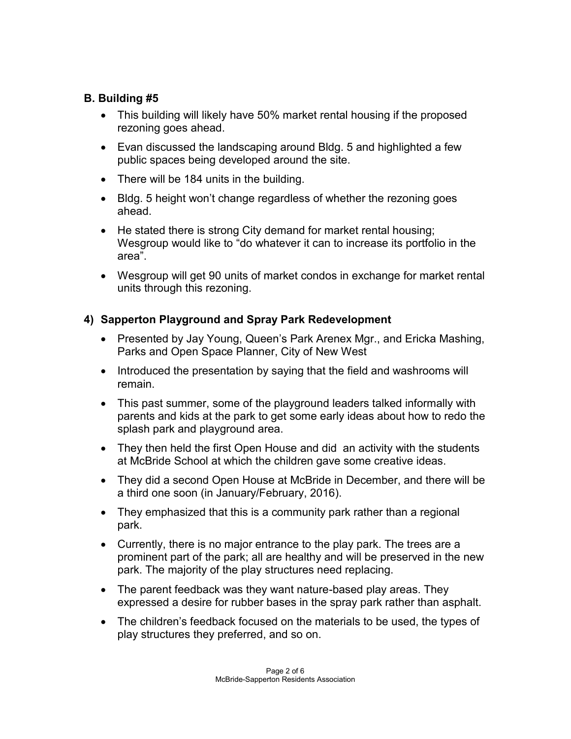### B. Building #5

- This building will likely have 50% market rental housing if the proposed rezoning goes ahead.
- Evan discussed the landscaping around Bldg. 5 and highlighted a few public spaces being developed around the site.
- There will be 184 units in the building.
- Bldg. 5 height won't change regardless of whether the rezoning goes ahead.
- He stated there is strong City demand for market rental housing; Wesgroup would like to "do whatever it can to increase its portfolio in the area".
- Wesgroup will get 90 units of market condos in exchange for market rental units through this rezoning.

## 4) Sapperton Playground and Spray Park Redevelopment

- Presented by Jay Young, Queen's Park Arenex Mgr., and Ericka Mashing, Parks and Open Space Planner, City of New West
- Introduced the presentation by saying that the field and washrooms will remain.
- This past summer, some of the playground leaders talked informally with parents and kids at the park to get some early ideas about how to redo the splash park and playground area.
- They then held the first Open House and did an activity with the students at McBride School at which the children gave some creative ideas.
- They did a second Open House at McBride in December, and there will be a third one soon (in January/February, 2016).
- They emphasized that this is a community park rather than a regional park.
- Currently, there is no major entrance to the play park. The trees are a prominent part of the park; all are healthy and will be preserved in the new park. The majority of the play structures need replacing.
- The parent feedback was they want nature-based play areas. They expressed a desire for rubber bases in the spray park rather than asphalt.
- The children's feedback focused on the materials to be used, the types of play structures they preferred, and so on.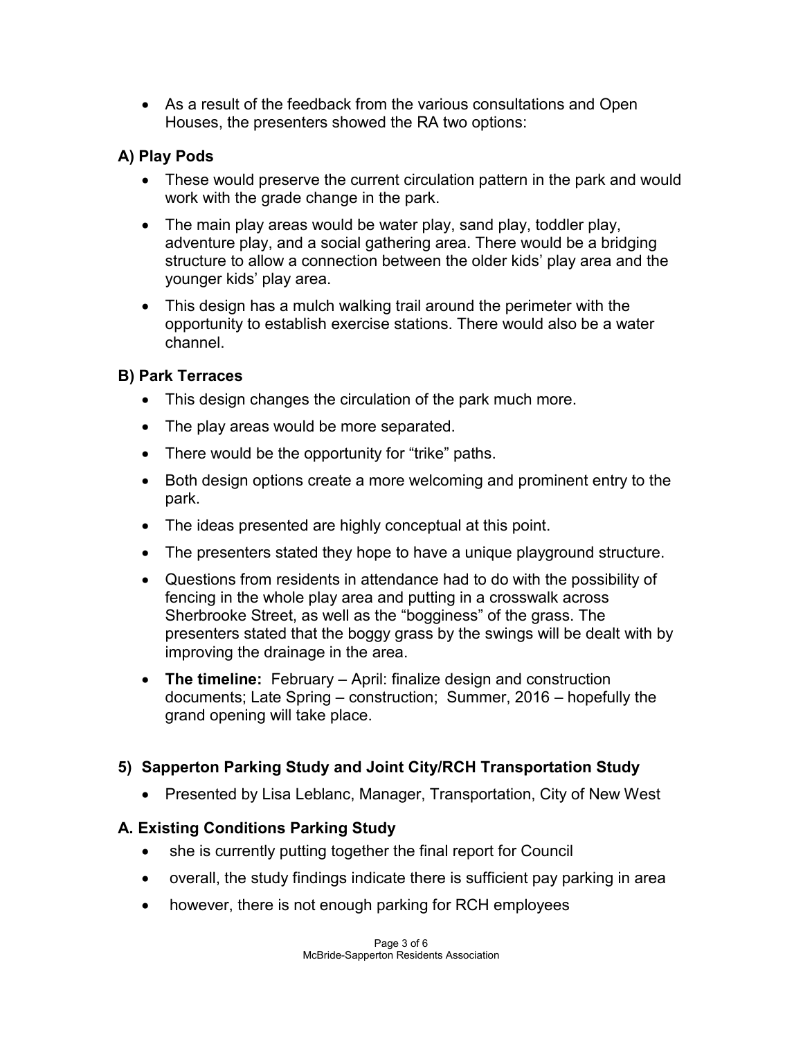- As a result of the feedback from the various consultations and Open Houses, the presenters showed the RA two options:

### A) Play Pods

- These would preserve the current circulation pattern in the park and would work with the grade change in the park.
- The main play areas would be water play, sand play, toddler play, adventure play, and a social gathering area. There would be a bridging structure to allow a connection between the older kids' play area and the younger kids' play area.
- This design has a mulch walking trail around the perimeter with the opportunity to establish exercise stations. There would also be a water channel.

### B) Park Terraces

- This design changes the circulation of the park much more.
- The play areas would be more separated.
- There would be the opportunity for "trike" paths.
- Both design options create a more welcoming and prominent entry to the park.
- The ideas presented are highly conceptual at this point.
- The presenters stated they hope to have a unique playground structure.
- Questions from residents in attendance had to do with the possibility of fencing in the whole play area and putting in a crosswalk across Sherbrooke Street, as well as the "bogginess" of the grass. The presenters stated that the boggy grass by the swings will be dealt with by improving the drainage in the area.
- **The timeline:** February – April: finalize design and construction documents; Late Spring – construction; Summer, 2016 – hopefully the grand opening will take place.

## 5) Sapperton Parking Study and Joint City/RCH Transportation Study

- Presented by Lisa Leblanc, Manager, Transportation, City of New West

### A. Existing Conditions Parking Study

- she is currently putting together the final report for Council
- overall, the study findings indicate there is sufficient pay parking in area
- however, there is not enough parking for RCH employees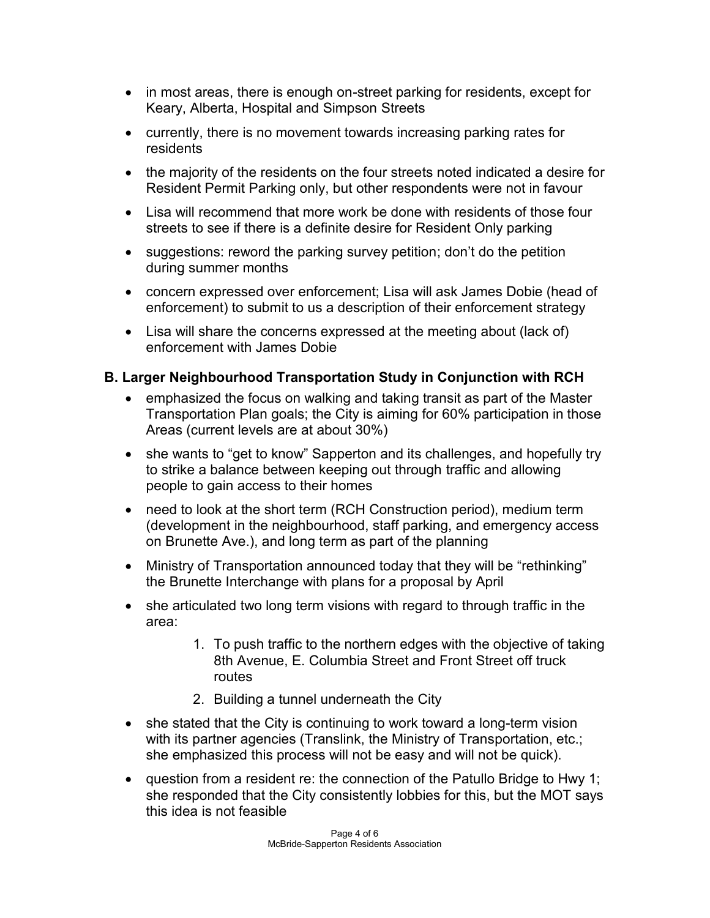- in most areas, there is enough on-street parking for residents, except for Keary, Alberta, Hospital and Simpson Streets
- currently, there is no movement towards increasing parking rates for residents
- the majority of the residents on the four streets noted indicated a desire for Resident Permit Parking only, but other respondents were not in favour
- Lisa will recommend that more work be done with residents of those four streets to see if there is a definite desire for Resident Only parking
- suggestions: reword the parking survey petition; don't do the petition during summer months
- concern expressed over enforcement; Lisa will ask James Dobie (head of enforcement) to submit to us a description of their enforcement strategy
- Lisa will share the concerns expressed at the meeting about (lack of) enforcement with James Dobie

### B. Larger Neighbourhood Transportation Study in Conjunction with RCH

- emphasized the focus on walking and taking transit as part of the Master Transportation Plan goals; the City is aiming for 60% participation in those Areas (current levels are at about 30%)
- she wants to "get to know" Sapperton and its challenges, and hopefully try to strike a balance between keeping out through traffic and allowing people to gain access to their homes
- need to look at the short term (RCH Construction period), medium term (development in the neighbourhood, staff parking, and emergency access on Brunette Ave.), and long term as part of the planning
- Ministry of Transportation announced today that they will be "rethinking" the Brunette Interchange with plans for a proposal by April
- she articulated two long term visions with regard to through traffic in the area:
    1. To push traffic to the northern edges with the objective of taking 8th Avenue, E. Columbia Street and Front Street off truck routes
    2. Building a tunnel underneath the City
- she stated that the City is continuing to work toward a long-term vision with its partner agencies (Translink, the Ministry of Transportation, etc.; she emphasized this process will not be easy and will not be quick).
- question from a resident re: the connection of the Patullo Bridge to Hwy 1; she responded that the City consistently lobbies for this, but the MOT says this idea is not feasible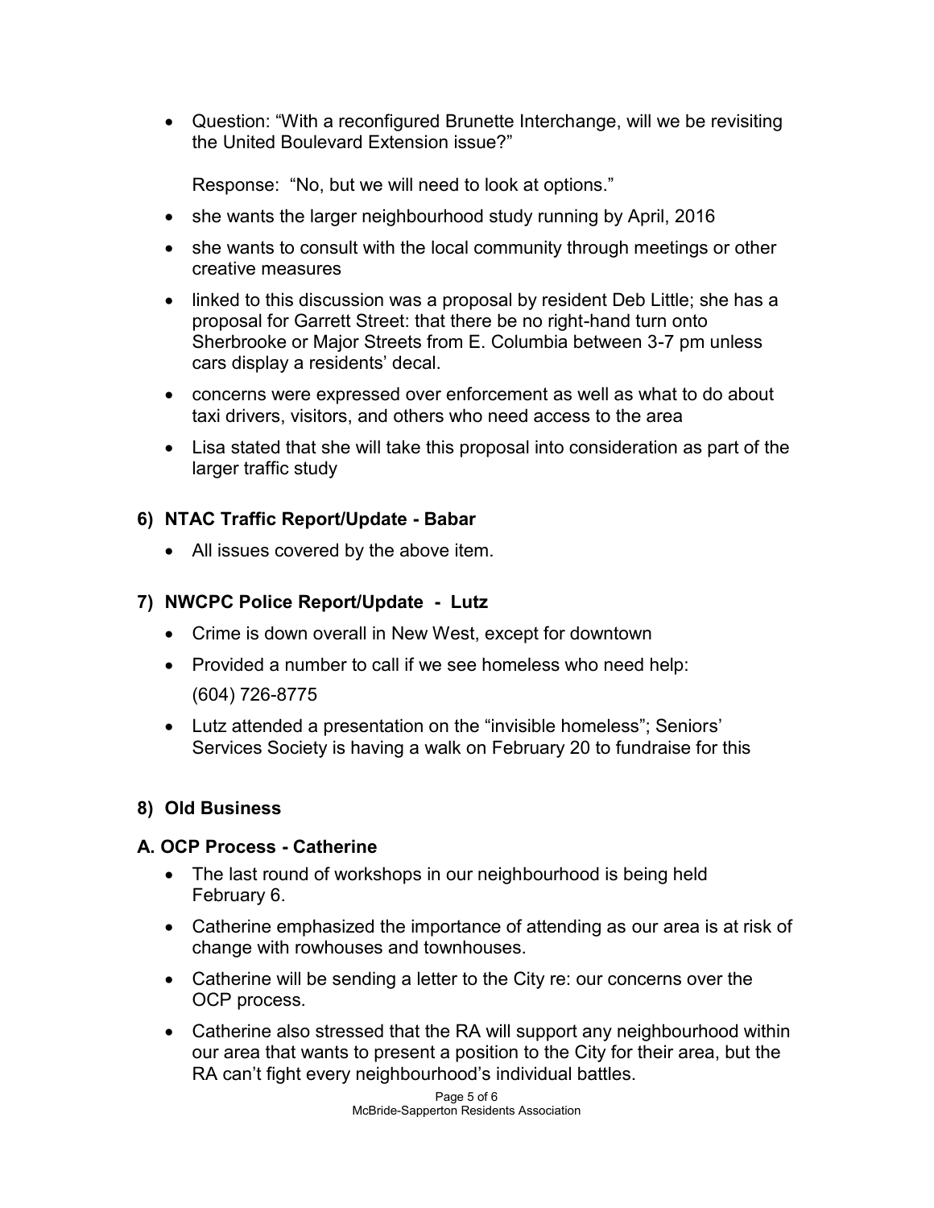- Question: "With a reconfigured Brunette Interchange, will we be revisiting the United Boulevard Extension issue?"

  Response: "No, but we will need to look at options."

- she wants the larger neighbourhood study running by April, 2016
- she wants to consult with the local community through meetings or other creative measures
- linked to this discussion was a proposal by resident Deb Little; she has a proposal for Garrett Street: that there be no right-hand turn onto Sherbrooke or Major Streets from E. Columbia between 3-7 pm unless cars display a residents' decal.
- concerns were expressed over enforcement as well as what to do about taxi drivers, visitors, and others who need access to the area
- Lisa stated that she will take this proposal into consideration as part of the larger traffic study

### 6) NTAC Traffic Report/Update - Babar

- All issues covered by the above item.

### 7) NWCPC Police Report/Update - Lutz

- Crime is down overall in New West, except for downtown
- Provided a number to call if we see homeless who need help:

  (604) 726-8775

- Lutz attended a presentation on the "invisible homeless"; Seniors' Services Society is having a walk on February 20 to fundraise for this

### 8) Old Business

#### A. OCP Process - Catherine

- The last round of workshops in our neighbourhood is being held February 6.
- Catherine emphasized the importance of attending as our area is at risk of change with rowhouses and townhouses.
- Catherine will be sending a letter to the City re: our concerns over the OCP process.
- Catherine also stressed that the RA will support any neighbourhood within our area that wants to present a position to the City for their area, but the RA can't fight every neighbourhood's individual battles.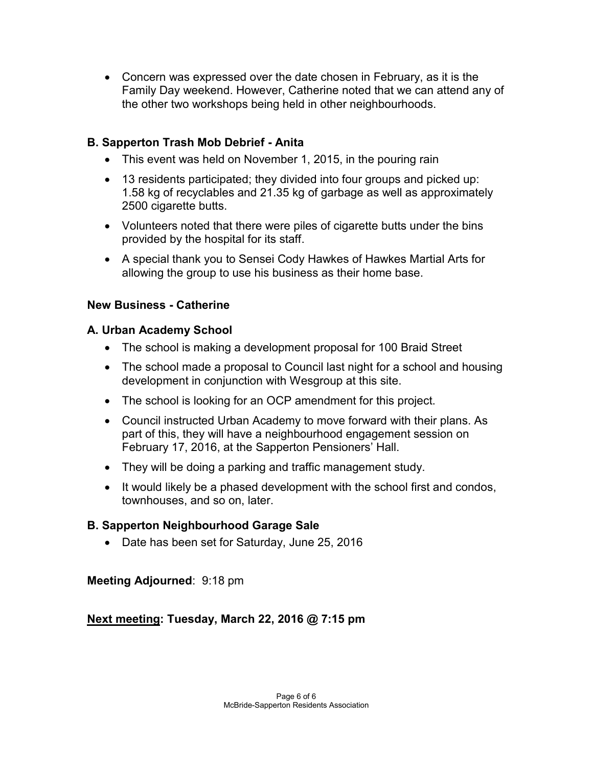- Concern was expressed over the date chosen in February, as it is the Family Day weekend. However, Catherine noted that we can attend any of the other two workshops being held in other neighbourhoods.

### B. Sapperton Trash Mob Debrief - Anita

- This event was held on November 1, 2015, in the pouring rain
- 13 residents participated; they divided into four groups and picked up: 1.58 kg of recyclables and 21.35 kg of garbage as well as approximately 2500 cigarette butts.
- Volunteers noted that there were piles of cigarette butts under the bins provided by the hospital for its staff.
- A special thank you to Sensei Cody Hawkes of Hawkes Martial Arts for allowing the group to use his business as their home base.

## New Business - Catherine

### A. Urban Academy School

- The school is making a development proposal for 100 Braid Street
- The school made a proposal to Council last night for a school and housing development in conjunction with Wesgroup at this site.
- The school is looking for an OCP amendment for this project.
- Council instructed Urban Academy to move forward with their plans. As part of this, they will have a neighbourhood engagement session on February 17, 2016, at the Sapperton Pensioners' Hall.
- They will be doing a parking and traffic management study.
- It would likely be a phased development with the school first and condos, townhouses, and so on, later.

### B. Sapperton Neighbourhood Garage Sale

- Date has been set for Saturday, June 25, 2016

**Meeting Adjourned**: 9:18 pm

**<u>Next meeting</u>: Tuesday, March 22, 2016 @ 7:15 pm**